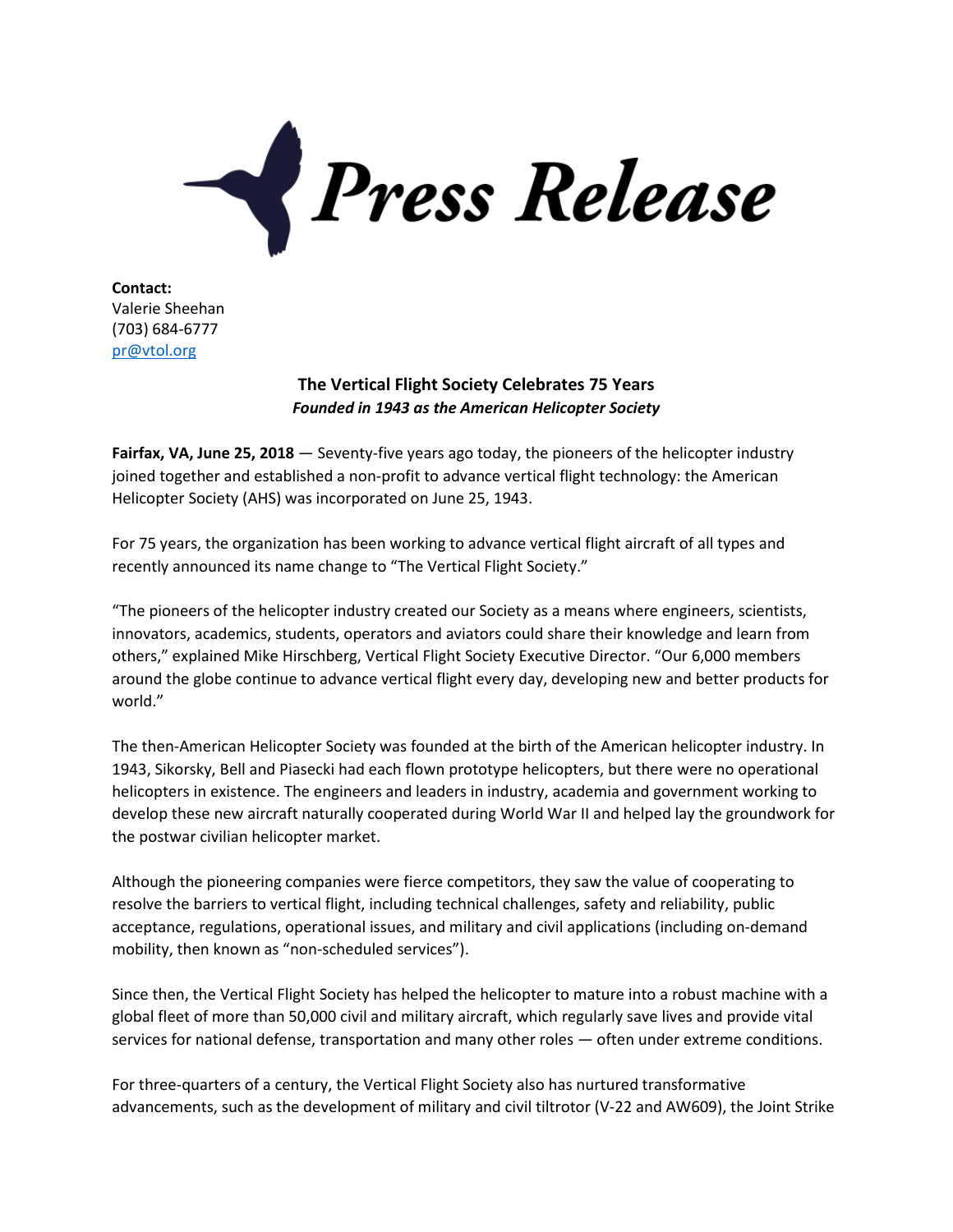# Press Release

**Contact:**
Valerie Sheehan
(703) 684-6777
pr@vtol.org

## The Vertical Flight Society Celebrates 75 Years

***Founded in 1943 as the American Helicopter Society***

**Fairfax, VA, June 25, 2018** — Seventy-five years ago today, the pioneers of the helicopter industry joined together and established a non-profit to advance vertical flight technology: the American Helicopter Society (AHS) was incorporated on June 25, 1943.

For 75 years, the organization has been working to advance vertical flight aircraft of all types and recently announced its name change to "The Vertical Flight Society."

"The pioneers of the helicopter industry created our Society as a means where engineers, scientists, innovators, academics, students, operators and aviators could share their knowledge and learn from others," explained Mike Hirschberg, Vertical Flight Society Executive Director. "Our 6,000 members around the globe continue to advance vertical flight every day, developing new and better products for world."

The then-American Helicopter Society was founded at the birth of the American helicopter industry. In 1943, Sikorsky, Bell and Piasecki had each flown prototype helicopters, but there were no operational helicopters in existence. The engineers and leaders in industry, academia and government working to develop these new aircraft naturally cooperated during World War II and helped lay the groundwork for the postwar civilian helicopter market.

Although the pioneering companies were fierce competitors, they saw the value of cooperating to resolve the barriers to vertical flight, including technical challenges, safety and reliability, public acceptance, regulations, operational issues, and military and civil applications (including on-demand mobility, then known as "non-scheduled services").

Since then, the Vertical Flight Society has helped the helicopter to mature into a robust machine with a global fleet of more than 50,000 civil and military aircraft, which regularly save lives and provide vital services for national defense, transportation and many other roles — often under extreme conditions.

For three-quarters of a century, the Vertical Flight Society also has nurtured transformative advancements, such as the development of military and civil tiltrotor (V-22 and AW609), the Joint Strike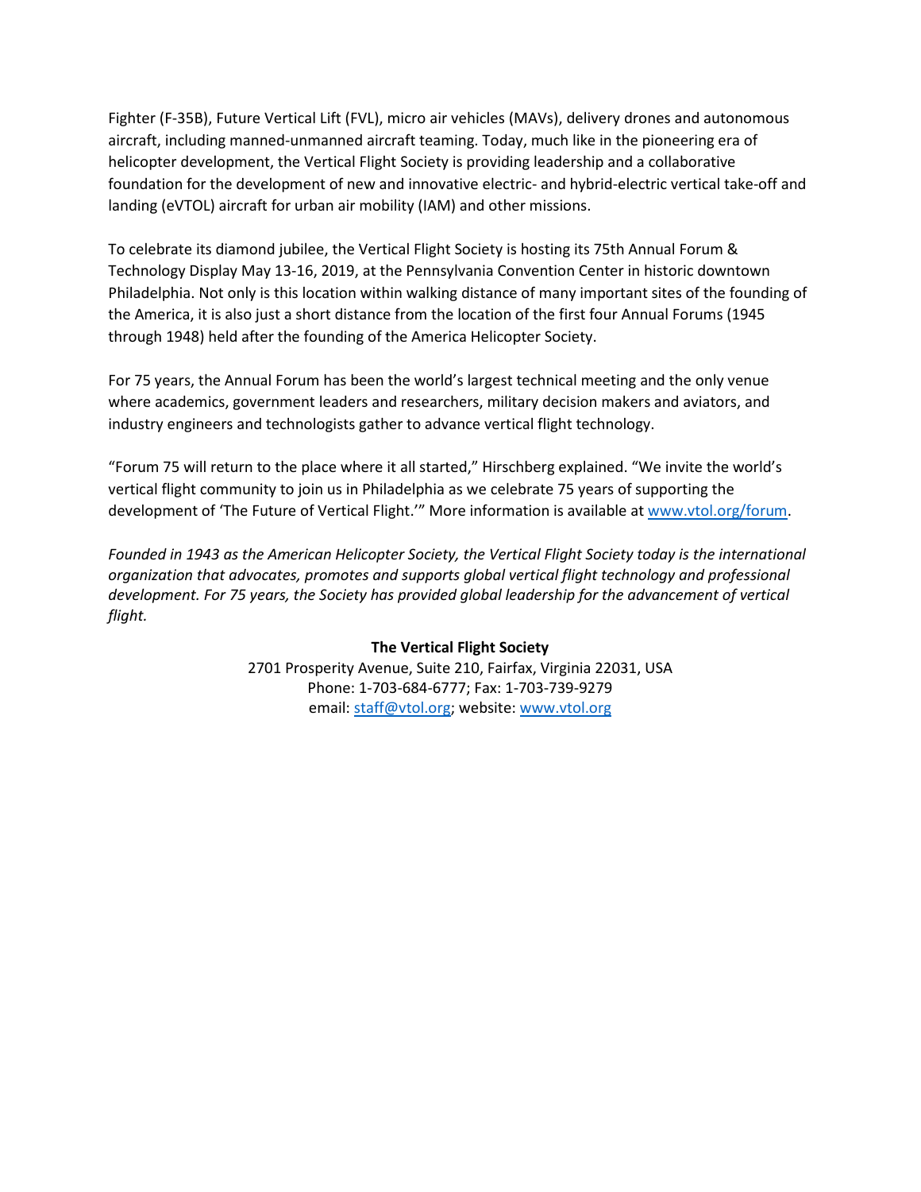Fighter (F-35B), Future Vertical Lift (FVL), micro air vehicles (MAVs), delivery drones and autonomous aircraft, including manned-unmanned aircraft teaming. Today, much like in the pioneering era of helicopter development, the Vertical Flight Society is providing leadership and a collaborative foundation for the development of new and innovative electric- and hybrid-electric vertical take-off and landing (eVTOL) aircraft for urban air mobility (IAM) and other missions.

To celebrate its diamond jubilee, the Vertical Flight Society is hosting its 75th Annual Forum & Technology Display May 13-16, 2019, at the Pennsylvania Convention Center in historic downtown Philadelphia. Not only is this location within walking distance of many important sites of the founding of the America, it is also just a short distance from the location of the first four Annual Forums (1945 through 1948) held after the founding of the America Helicopter Society.

For 75 years, the Annual Forum has been the world's largest technical meeting and the only venue where academics, government leaders and researchers, military decision makers and aviators, and industry engineers and technologists gather to advance vertical flight technology.

"Forum 75 will return to the place where it all started," Hirschberg explained. "We invite the world's vertical flight community to join us in Philadelphia as we celebrate 75 years of supporting the development of 'The Future of Vertical Flight.'" More information is available at [www.vtol.org/forum](www.vtol.org/forum).

*Founded in 1943 as the American Helicopter Society, the Vertical Flight Society today is the international organization that advocates, promotes and supports global vertical flight technology and professional development. For 75 years, the Society has provided global leadership for the advancement of vertical flight.*

**The Vertical Flight Society**
2701 Prosperity Avenue, Suite 210, Fairfax, Virginia 22031, USA
Phone: 1-703-684-6777; Fax: 1-703-739-9279
email: [staff@vtol.org](mailto:staff@vtol.org); website: [www.vtol.org](www.vtol.org)